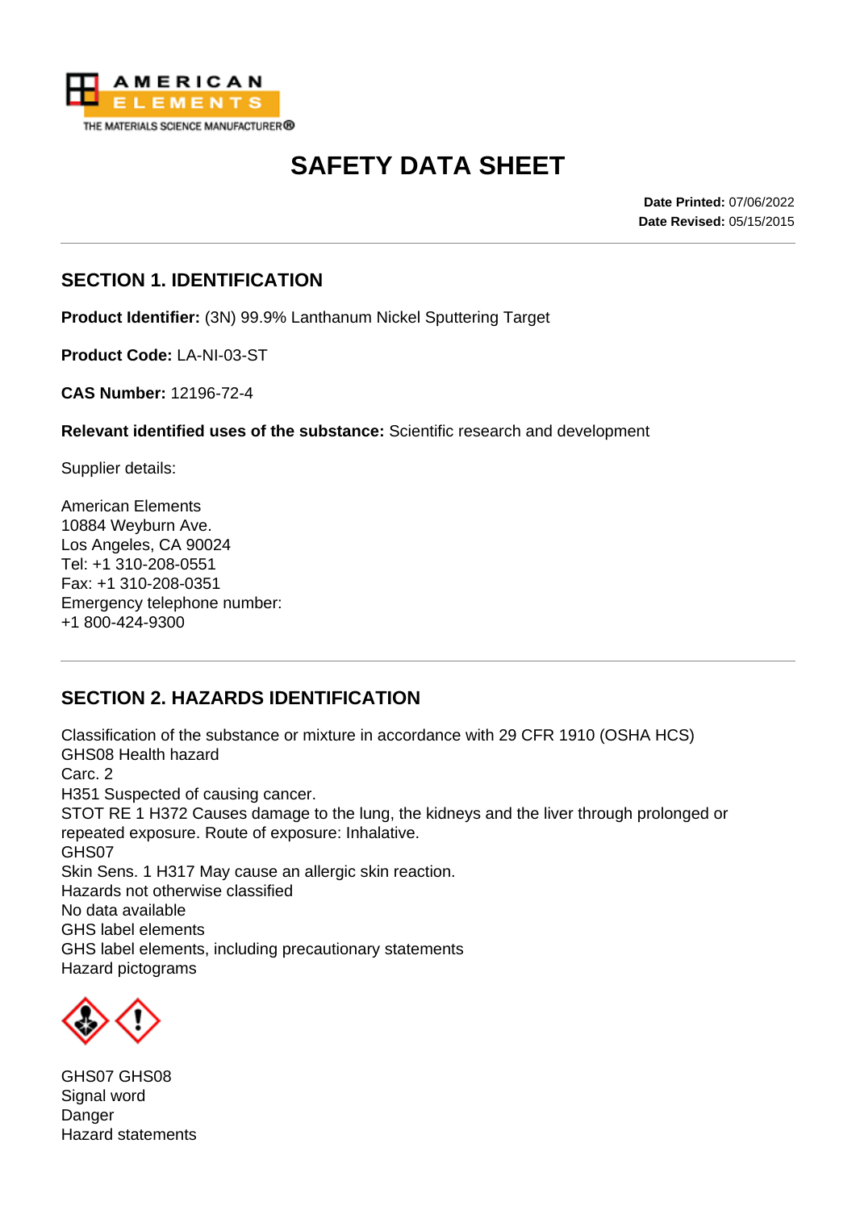AMERICAN ELEMENTS
THE MATERIALS SCIENCE MANUFACTURER®

# SAFETY DATA SHEET

**Date Printed:** 07/06/2022
**Date Revised:** 05/15/2015

## SECTION 1. IDENTIFICATION

**Product Identifier:** (3N) 99.9% Lanthanum Nickel Sputtering Target

**Product Code:** LA-NI-03-ST

**CAS Number:** 12196-72-4

**Relevant identified uses of the substance:** Scientific research and development

Supplier details:

American Elements
10884 Weyburn Ave.
Los Angeles, CA 90024
Tel: +1 310-208-0551
Fax: +1 310-208-0351
Emergency telephone number:
+1 800-424-9300

## SECTION 2. HAZARDS IDENTIFICATION

Classification of the substance or mixture in accordance with 29 CFR 1910 (OSHA HCS)
GHS08 Health hazard
Carc. 2
H351 Suspected of causing cancer.
STOT RE 1 H372 Causes damage to the lung, the kidneys and the liver through prolonged or repeated exposure. Route of exposure: Inhalative.
GHS07
Skin Sens. 1 H317 May cause an allergic skin reaction.
Hazards not otherwise classified
No data available
GHS label elements
GHS label elements, including precautionary statements
Hazard pictograms

GHS07 GHS08
Signal word
Danger
Hazard statements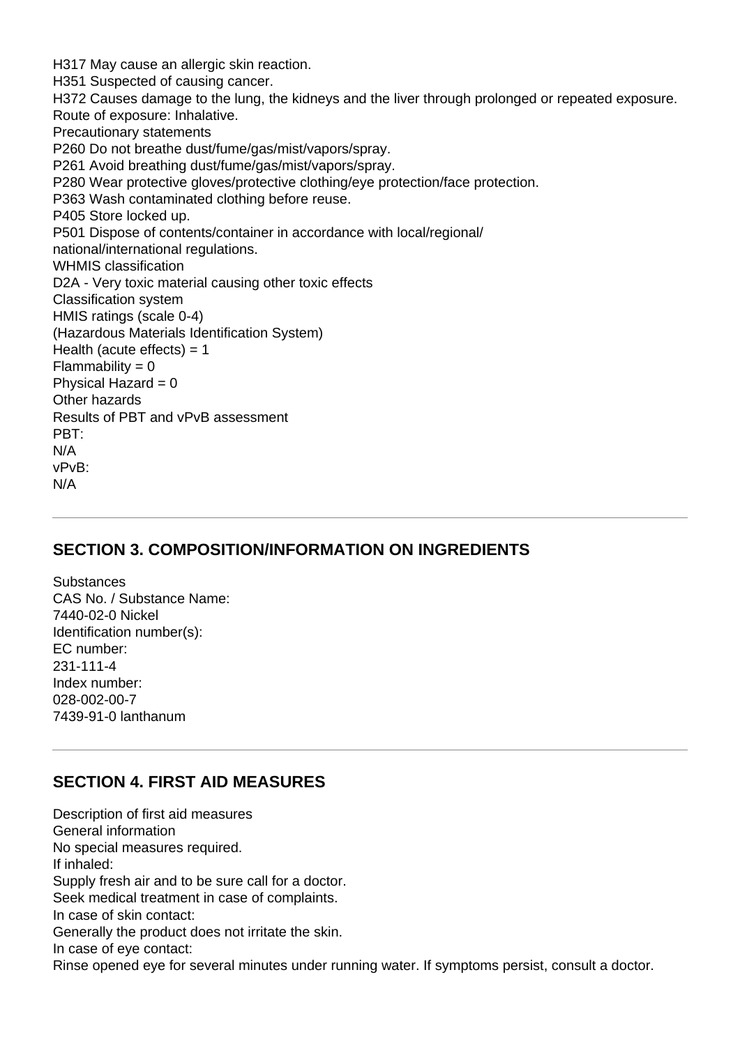H317 May cause an allergic skin reaction.
H351 Suspected of causing cancer.
H372 Causes damage to the lung, the kidneys and the liver through prolonged or repeated exposure.
Route of exposure: Inhalative.
Precautionary statements
P260 Do not breathe dust/fume/gas/mist/vapors/spray.
P261 Avoid breathing dust/fume/gas/mist/vapors/spray.
P280 Wear protective gloves/protective clothing/eye protection/face protection.
P363 Wash contaminated clothing before reuse.
P405 Store locked up.
P501 Dispose of contents/container in accordance with local/regional/
national/international regulations.
WHMIS classification
D2A - Very toxic material causing other toxic effects
Classification system
HMIS ratings (scale 0-4)
(Hazardous Materials Identification System)
Health (acute effects) = 1
Flammability = 0
Physical Hazard = 0
Other hazards
Results of PBT and vPvB assessment
PBT:
N/A
vPvB:
N/A

---

## SECTION 3. COMPOSITION/INFORMATION ON INGREDIENTS

Substances
CAS No. / Substance Name:
7440-02-0 Nickel
Identification number(s):
EC number:
231-111-4
Index number:
028-002-00-7
7439-91-0 lanthanum

---

## SECTION 4. FIRST AID MEASURES

Description of first aid measures
General information
No special measures required.
If inhaled:
Supply fresh air and to be sure call for a doctor.
Seek medical treatment in case of complaints.
In case of skin contact:
Generally the product does not irritate the skin.
In case of eye contact:
Rinse opened eye for several minutes under running water. If symptoms persist, consult a doctor.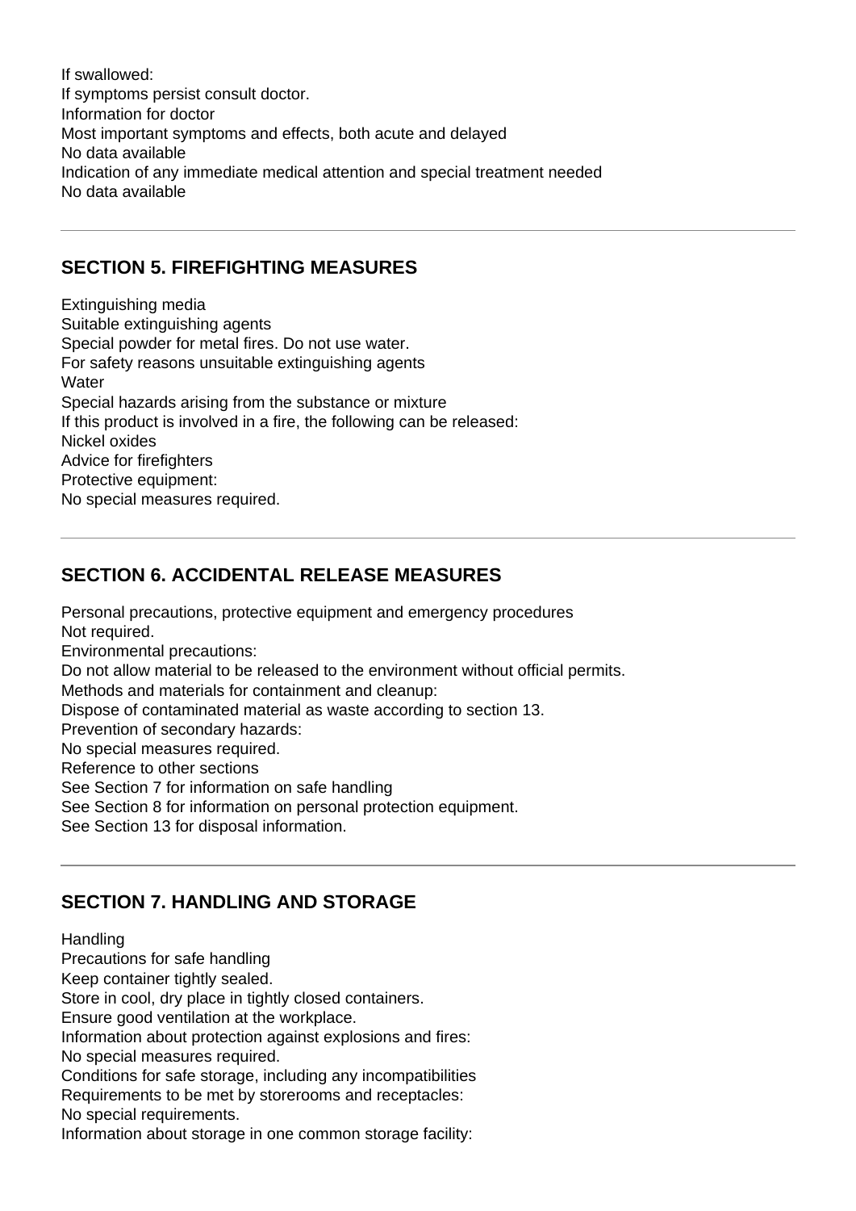If swallowed:
If symptoms persist consult doctor.
Information for doctor
Most important symptoms and effects, both acute and delayed
No data available
Indication of any immediate medical attention and special treatment needed
No data available

## SECTION 5. FIREFIGHTING MEASURES

Extinguishing media
Suitable extinguishing agents
Special powder for metal fires. Do not use water.
For safety reasons unsuitable extinguishing agents
Water
Special hazards arising from the substance or mixture
If this product is involved in a fire, the following can be released:
Nickel oxides
Advice for firefighters
Protective equipment:
No special measures required.

## SECTION 6. ACCIDENTAL RELEASE MEASURES

Personal precautions, protective equipment and emergency procedures
Not required.
Environmental precautions:
Do not allow material to be released to the environment without official permits.
Methods and materials for containment and cleanup:
Dispose of contaminated material as waste according to section 13.
Prevention of secondary hazards:
No special measures required.
Reference to other sections
See Section 7 for information on safe handling
See Section 8 for information on personal protection equipment.
See Section 13 for disposal information.

## SECTION 7. HANDLING AND STORAGE

Handling
Precautions for safe handling
Keep container tightly sealed.
Store in cool, dry place in tightly closed containers.
Ensure good ventilation at the workplace.
Information about protection against explosions and fires:
No special measures required.
Conditions for safe storage, including any incompatibilities
Requirements to be met by storerooms and receptacles:
No special requirements.
Information about storage in one common storage facility: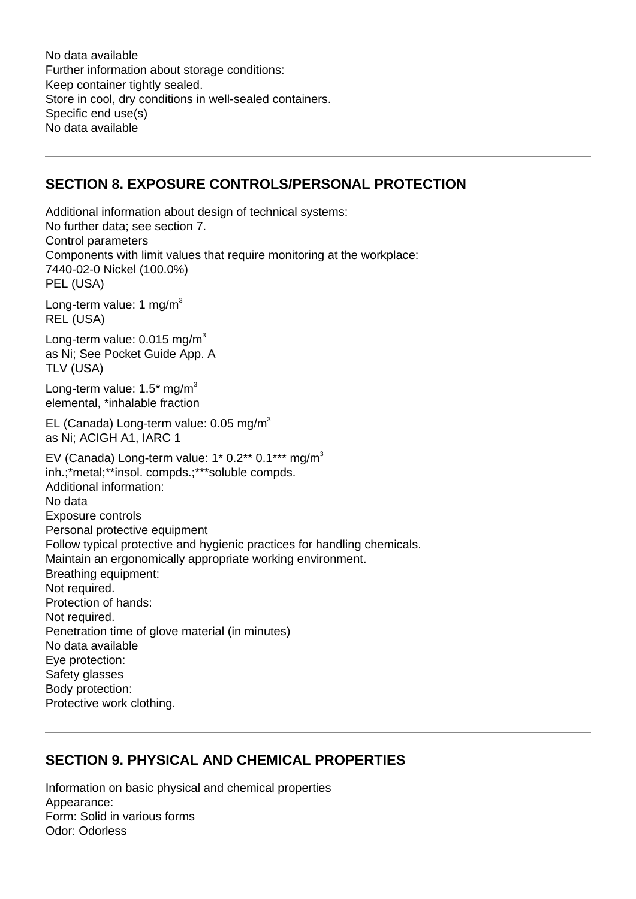No data available
Further information about storage conditions:
Keep container tightly sealed.
Store in cool, dry conditions in well-sealed containers.
Specific end use(s)
No data available

---

## SECTION 8. EXPOSURE CONTROLS/PERSONAL PROTECTION

Additional information about design of technical systems:
No further data; see section 7.
Control parameters
Components with limit values that require monitoring at the workplace:
7440-02-0 Nickel (100.0%)
PEL (USA)

Long-term value: 1 $mg/m^3$
REL (USA)

Long-term value: 0.015 $mg/m^3$
as Ni; See Pocket Guide App. A
TLV (USA)

Long-term value: 1.5* $mg/m^3$
elemental, *inhalable fraction

EL (Canada) Long-term value: 0.05 $mg/m^3$
as Ni; ACIGH A1, IARC 1

EV (Canada) Long-term value: 1* 0.2** 0.1*** $mg/m^3$
inh.;*metal;**insol. compds.;***soluble compds.
Additional information:
No data
Exposure controls
Personal protective equipment
Follow typical protective and hygienic practices for handling chemicals.
Maintain an ergonomically appropriate working environment.
Breathing equipment:
Not required.
Protection of hands:
Not required.
Penetration time of glove material (in minutes)
No data available
Eye protection:
Safety glasses
Body protection:
Protective work clothing.

---

## SECTION 9. PHYSICAL AND CHEMICAL PROPERTIES

Information on basic physical and chemical properties
Appearance:
Form: Solid in various forms
Odor: Odorless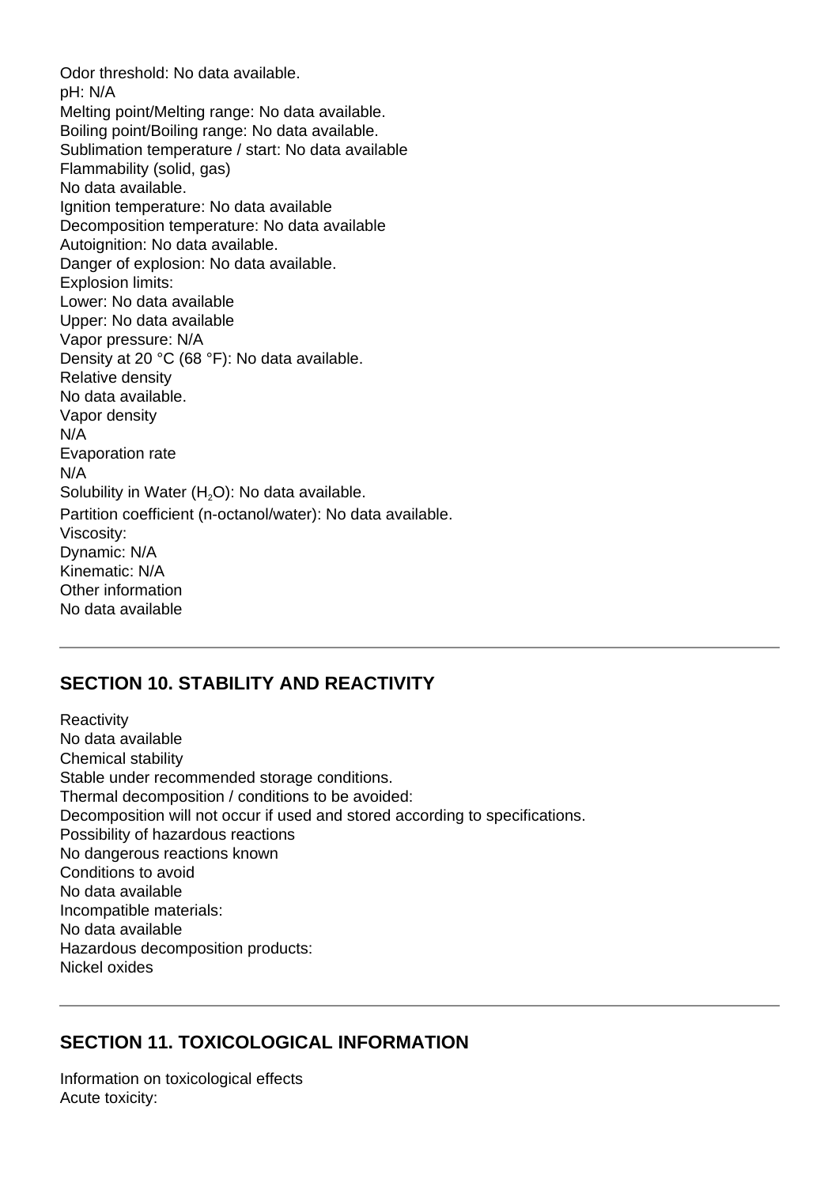Odor threshold: No data available.
pH: N/A
Melting point/Melting range: No data available.
Boiling point/Boiling range: No data available.
Sublimation temperature / start: No data available
Flammability (solid, gas)
No data available.
Ignition temperature: No data available
Decomposition temperature: No data available
Autoignition: No data available.
Danger of explosion: No data available.
Explosion limits:
Lower: No data available
Upper: No data available
Vapor pressure: N/A
Density at 20 °C (68 °F): No data available.
Relative density
No data available.
Vapor density
N/A
Evaporation rate
N/A
Solubility in Water ($H_2O$): No data available.
Partition coefficient (n-octanol/water): No data available.
Viscosity:
Dynamic: N/A
Kinematic: N/A
Other information
No data available

---

## SECTION 10. STABILITY AND REACTIVITY

Reactivity
No data available
Chemical stability
Stable under recommended storage conditions.
Thermal decomposition / conditions to be avoided:
Decomposition will not occur if used and stored according to specifications.
Possibility of hazardous reactions
No dangerous reactions known
Conditions to avoid
No data available
Incompatible materials:
No data available
Hazardous decomposition products:
Nickel oxides

---

## SECTION 11. TOXICOLOGICAL INFORMATION

Information on toxicological effects
Acute toxicity: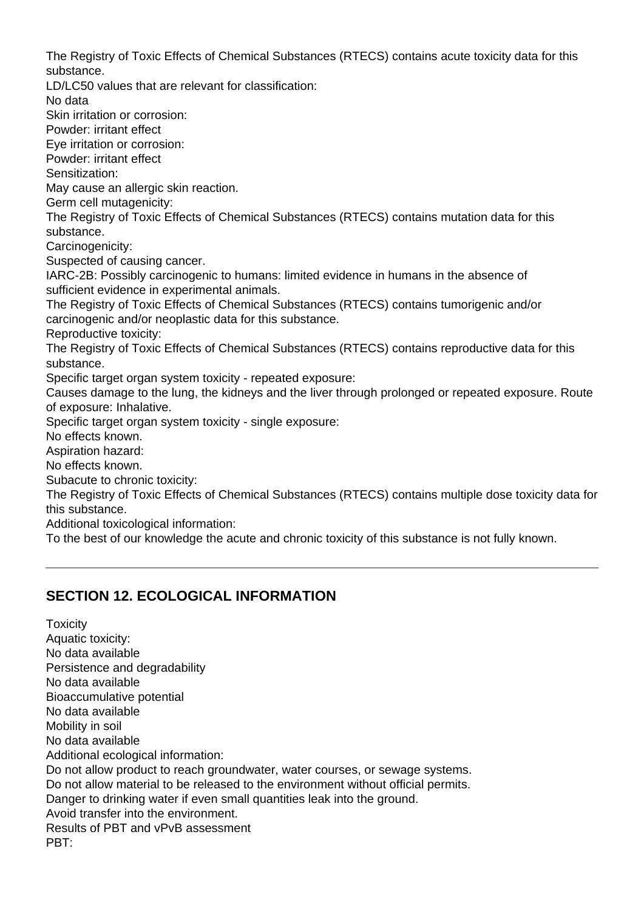The Registry of Toxic Effects of Chemical Substances (RTECS) contains acute toxicity data for this substance.

LD/LC50 values that are relevant for classification:

No data

Skin irritation or corrosion:

Powder: irritant effect

Eye irritation or corrosion:

Powder: irritant effect

Sensitization:

May cause an allergic skin reaction.

Germ cell mutagenicity:

The Registry of Toxic Effects of Chemical Substances (RTECS) contains mutation data for this substance.

Carcinogenicity:

Suspected of causing cancer.

IARC-2B: Possibly carcinogenic to humans: limited evidence in humans in the absence of sufficient evidence in experimental animals.

The Registry of Toxic Effects of Chemical Substances (RTECS) contains tumorigenic and/or carcinogenic and/or neoplastic data for this substance.

Reproductive toxicity:

The Registry of Toxic Effects of Chemical Substances (RTECS) contains reproductive data for this substance.

Specific target organ system toxicity - repeated exposure:

Causes damage to the lung, the kidneys and the liver through prolonged or repeated exposure. Route of exposure: Inhalative.

Specific target organ system toxicity - single exposure:

No effects known.

Aspiration hazard:

No effects known.

Subacute to chronic toxicity:

The Registry of Toxic Effects of Chemical Substances (RTECS) contains multiple dose toxicity data for this substance.

Additional toxicological information:

To the best of our knowledge the acute and chronic toxicity of this substance is not fully known.

---

## SECTION 12. ECOLOGICAL INFORMATION

Toxicity

Aquatic toxicity:

No data available

Persistence and degradability

No data available

Bioaccumulative potential

No data available

Mobility in soil

No data available

Additional ecological information:

Do not allow product to reach groundwater, water courses, or sewage systems.

Do not allow material to be released to the environment without official permits.

Danger to drinking water if even small quantities leak into the ground.

Avoid transfer into the environment.

Results of PBT and vPvB assessment

PBT: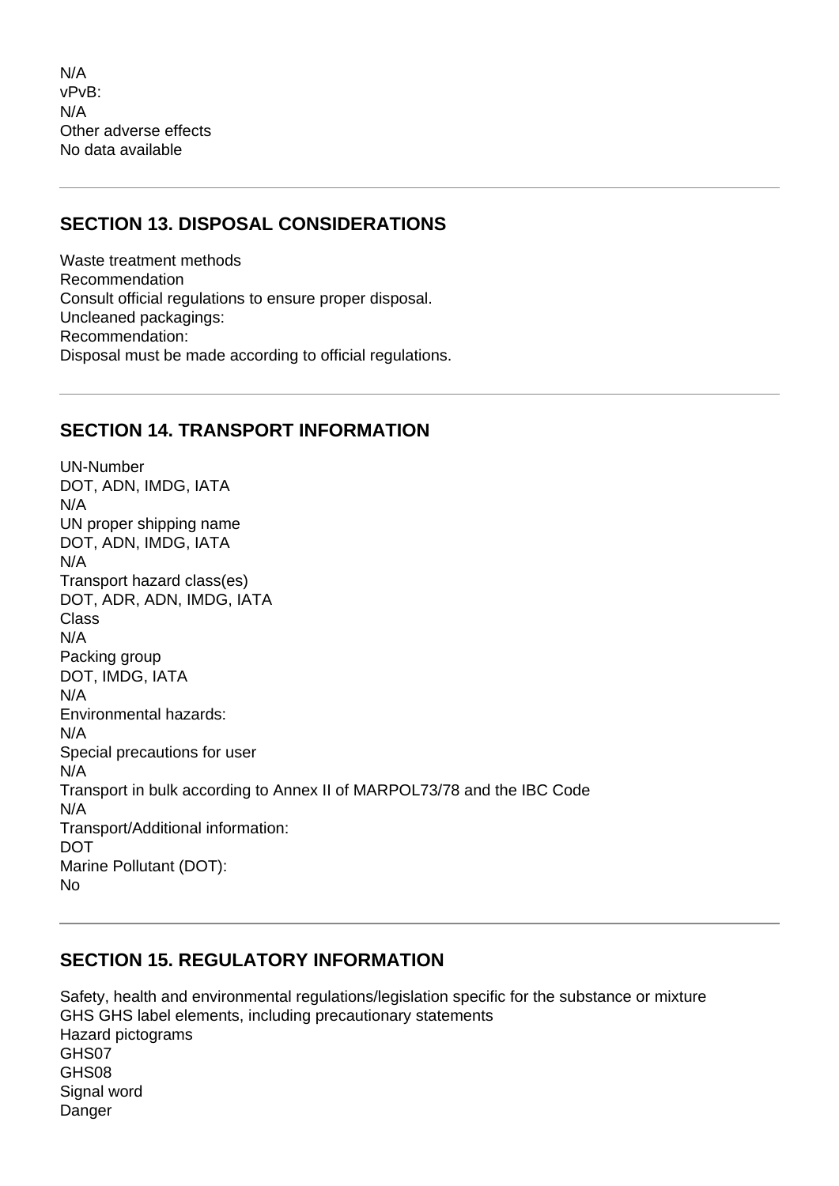N/A
vPvB:
N/A
Other adverse effects
No data available

---

## SECTION 13. DISPOSAL CONSIDERATIONS

Waste treatment methods
Recommendation
Consult official regulations to ensure proper disposal.
Uncleaned packagings:
Recommendation:
Disposal must be made according to official regulations.

---

## SECTION 14. TRANSPORT INFORMATION

UN-Number
DOT, ADN, IMDG, IATA
N/A
UN proper shipping name
DOT, ADN, IMDG, IATA
N/A
Transport hazard class(es)
DOT, ADR, ADN, IMDG, IATA
Class
N/A
Packing group
DOT, IMDG, IATA
N/A
Environmental hazards:
N/A
Special precautions for user
N/A
Transport in bulk according to Annex II of MARPOL73/78 and the IBC Code
N/A
Transport/Additional information:
DOT
Marine Pollutant (DOT):
No

---

## SECTION 15. REGULATORY INFORMATION

Safety, health and environmental regulations/legislation specific for the substance or mixture
GHS GHS label elements, including precautionary statements
Hazard pictograms
GHS07
GHS08
Signal word
Danger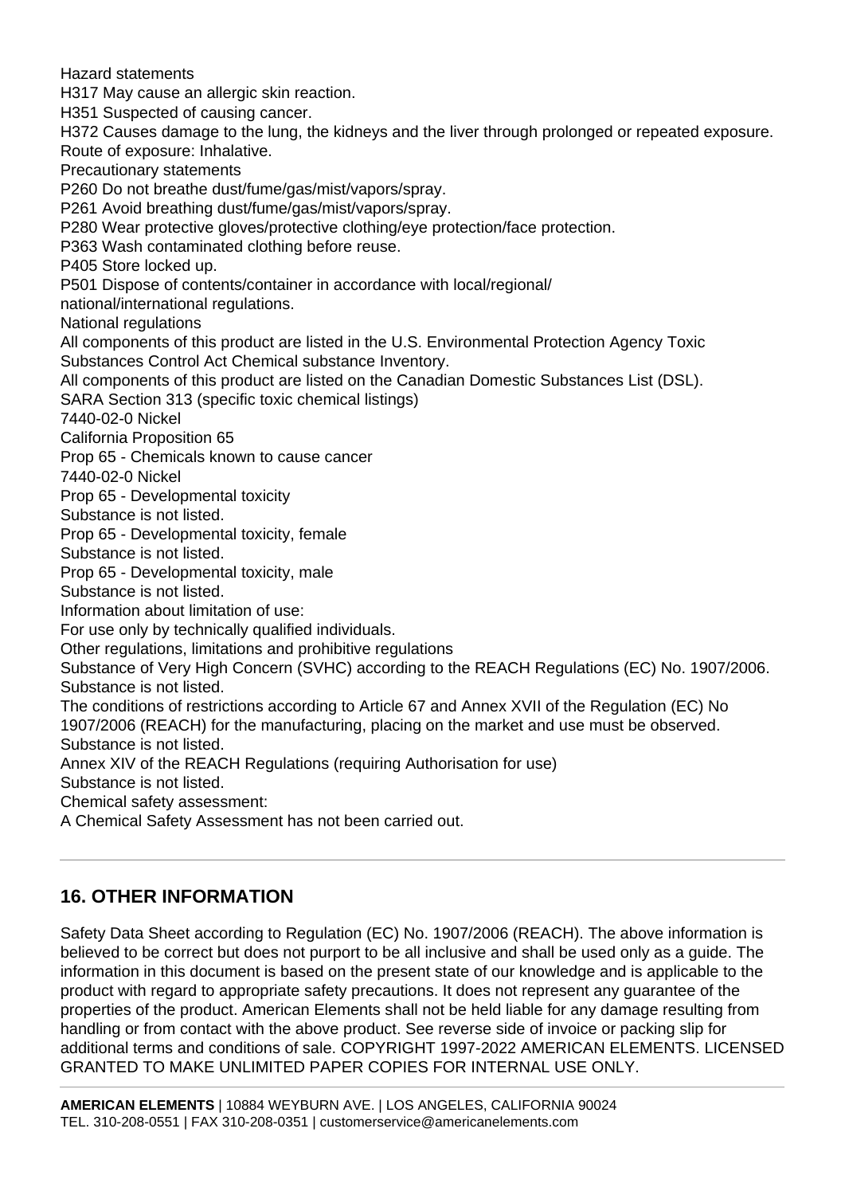Hazard statements
H317 May cause an allergic skin reaction.
H351 Suspected of causing cancer.
H372 Causes damage to the lung, the kidneys and the liver through prolonged or repeated exposure.
Route of exposure: Inhalative.
Precautionary statements
P260 Do not breathe dust/fume/gas/mist/vapors/spray.
P261 Avoid breathing dust/fume/gas/mist/vapors/spray.
P280 Wear protective gloves/protective clothing/eye protection/face protection.
P363 Wash contaminated clothing before reuse.
P405 Store locked up.
P501 Dispose of contents/container in accordance with local/regional/
national/international regulations.
National regulations
All components of this product are listed in the U.S. Environmental Protection Agency Toxic Substances Control Act Chemical substance Inventory.
All components of this product are listed on the Canadian Domestic Substances List (DSL).
SARA Section 313 (specific toxic chemical listings)
7440-02-0 Nickel
California Proposition 65
Prop 65 - Chemicals known to cause cancer
7440-02-0 Nickel
Prop 65 - Developmental toxicity
Substance is not listed.
Prop 65 - Developmental toxicity, female
Substance is not listed.
Prop 65 - Developmental toxicity, male
Substance is not listed.
Information about limitation of use:
For use only by technically qualified individuals.
Other regulations, limitations and prohibitive regulations
Substance of Very High Concern (SVHC) according to the REACH Regulations (EC) No. 1907/2006.
Substance is not listed.
The conditions of restrictions according to Article 67 and Annex XVII of the Regulation (EC) No 1907/2006 (REACH) for the manufacturing, placing on the market and use must be observed.
Substance is not listed.
Annex XIV of the REACH Regulations (requiring Authorisation for use)
Substance is not listed.
Chemical safety assessment:
A Chemical Safety Assessment has not been carried out.

## 16. OTHER INFORMATION

Safety Data Sheet according to Regulation (EC) No. 1907/2006 (REACH). The above information is believed to be correct but does not purport to be all inclusive and shall be used only as a guide. The information in this document is based on the present state of our knowledge and is applicable to the product with regard to appropriate safety precautions. It does not represent any guarantee of the properties of the product. American Elements shall not be held liable for any damage resulting from handling or from contact with the above product. See reverse side of invoice or packing slip for additional terms and conditions of sale. COPYRIGHT 1997-2022 AMERICAN ELEMENTS. LICENSED GRANTED TO MAKE UNLIMITED PAPER COPIES FOR INTERNAL USE ONLY.

**AMERICAN ELEMENTS** | 10884 WEYBURN AVE. | LOS ANGELES, CALIFORNIA 90024
TEL. 310-208-0551 | FAX 310-208-0351 | customerservice@americanelements.com